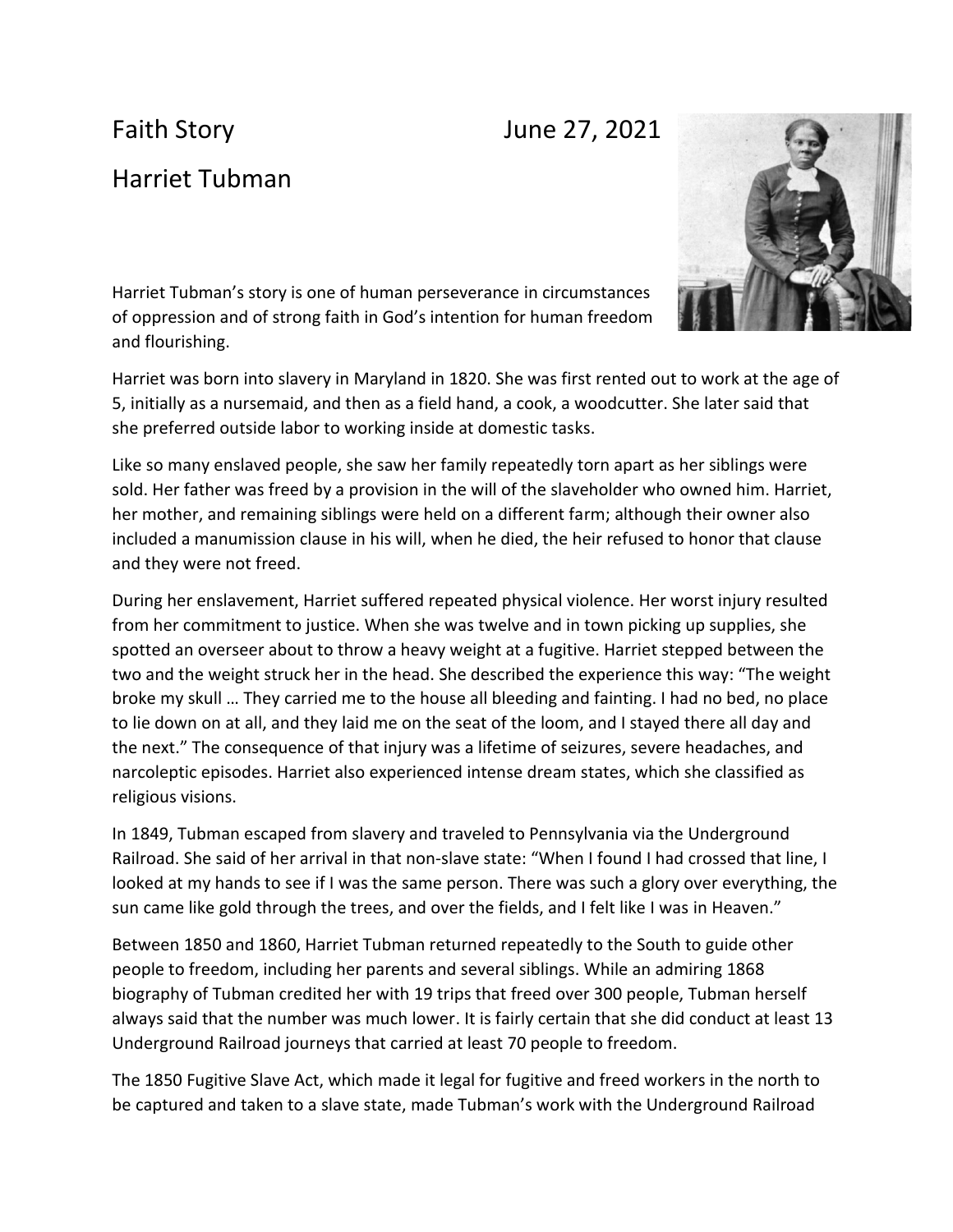Faith Story June 27, 2021

# Harriet Tubman

Harriet Tubman's story is one of human perseverance in circumstances of oppression and of strong faith in God's intention for human freedom and flourishing.

Harriet was born into slavery in Maryland in 1820. She was first rented out to work at the age of 5, initially as a nursemaid, and then as a field hand, a cook, a woodcutter. She later said that she preferred outside labor to working inside at domestic tasks.

Like so many enslaved people, she saw her family repeatedly torn apart as her siblings were sold. Her father was freed by a provision in the will of the slaveholder who owned him. Harriet, her mother, and remaining siblings were held on a different farm; although their owner also included a manumission clause in his will, when he died, the heir refused to honor that clause and they were not freed.

During her enslavement, Harriet suffered repeated physical violence. Her worst injury resulted from her commitment to justice. When she was twelve and in town picking up supplies, she spotted an overseer about to throw a heavy weight at a fugitive. Harriet stepped between the two and the weight struck her in the head. She described the experience this way: "The weight broke my skull … They carried me to the house all bleeding and fainting. I had no bed, no place to lie down on at all, and they laid me on the seat of the loom, and I stayed there all day and the next." The consequence of that injury was a lifetime of seizures, severe headaches, and narcoleptic episodes. Harriet also experienced intense dream states, which she classified as religious visions.

In 1849, Tubman escaped from slavery and traveled to Pennsylvania via the Underground Railroad. She said of her arrival in that non-slave state: "When I found I had crossed that line, I looked at my hands to see if I was the same person. There was such a glory over everything, the sun came like gold through the trees, and over the fields, and I felt like I was in Heaven."

Between 1850 and 1860, Harriet Tubman returned repeatedly to the South to guide other people to freedom, including her parents and several siblings. While an admiring 1868 biography of Tubman credited her with 19 trips that freed over 300 people, Tubman herself always said that the number was much lower. It is fairly certain that she did conduct at least 13 Underground Railroad journeys that carried at least 70 people to freedom.

The 1850 Fugitive Slave Act, which made it legal for fugitive and freed workers in the north to be captured and taken to a slave state, made Tubman's work with the Underground Railroad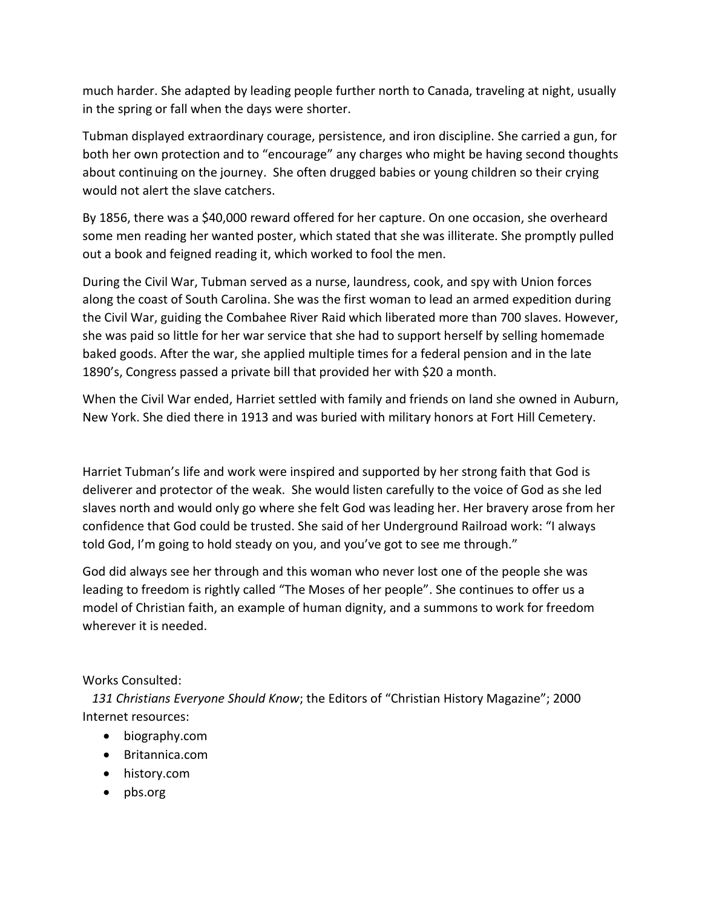much harder. She adapted by leading people further north to Canada, traveling at night, usually in the spring or fall when the days were shorter.

Tubman displayed extraordinary courage, persistence, and iron discipline. She carried a gun, for both her own protection and to "encourage" any charges who might be having second thoughts about continuing on the journey. She often drugged babies or young children so their crying would not alert the slave catchers.

By 1856, there was a $40,000 reward offered for her capture. On one occasion, she overheard some men reading her wanted poster, which stated that she was illiterate. She promptly pulled out a book and feigned reading it, which worked to fool the men.

During the Civil War, Tubman served as a nurse, laundress, cook, and spy with Union forces along the coast of South Carolina. She was the first woman to lead an armed expedition during the Civil War, guiding the Combahee River Raid which liberated more than 700 slaves. However, she was paid so little for her war service that she had to support herself by selling homemade baked goods. After the war, she applied multiple times for a federal pension and in the late 1890's, Congress passed a private bill that provided her with $20 a month.

When the Civil War ended, Harriet settled with family and friends on land she owned in Auburn, New York. She died there in 1913 and was buried with military honors at Fort Hill Cemetery.

Harriet Tubman's life and work were inspired and supported by her strong faith that God is deliverer and protector of the weak. She would listen carefully to the voice of God as she led slaves north and would only go where she felt God was leading her. Her bravery arose from her confidence that God could be trusted. She said of her Underground Railroad work: "I always told God, I'm going to hold steady on you, and you've got to see me through."

God did always see her through and this woman who never lost one of the people she was leading to freedom is rightly called "The Moses of her people". She continues to offer us a model of Christian faith, an example of human dignity, and a summons to work for freedom wherever it is needed.

Works Consulted:

*131 Christians Everyone Should Know*; the Editors of "Christian History Magazine"; 2000

Internet resources:

- biography.com
- Britannica.com
- history.com
- pbs.org